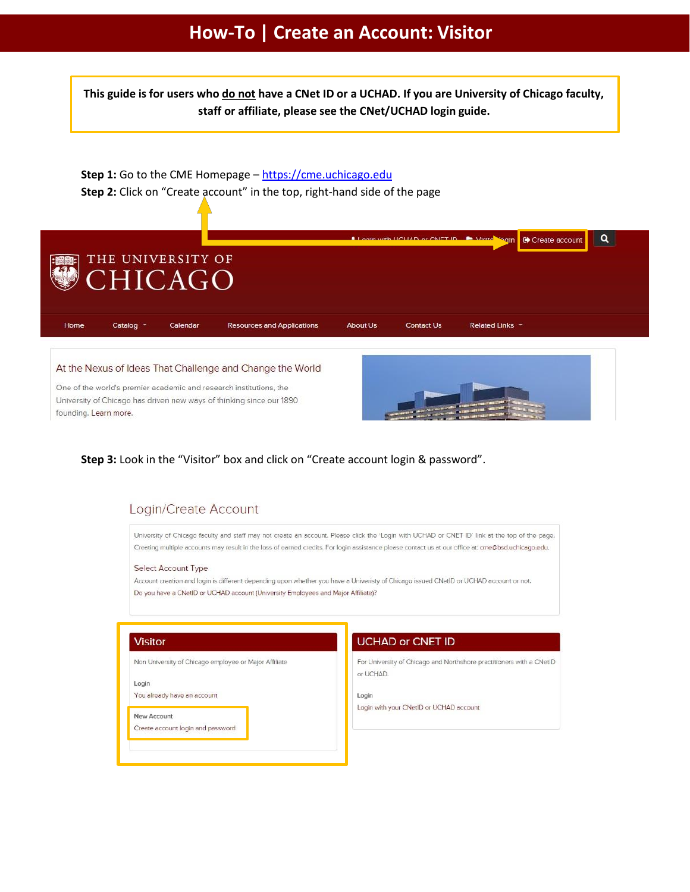# How-To | Create an Account: Visitor

**This guide is for users who do not have a CNet ID or a UCHAD. If you are University of Chicago faculty, staff or affiliate, please see the CNet/UCHAD login guide.**

**Step 1:** Go to the CME Homepage – https://cme.uchicago.edu

**Step 2:** Click on "Create account" in the top, right-hand side of the page

Login with UCHAD or CNET ID | Visitor login | Create account

THE UNIVERSITY OF CHICAGO

Home | Catalog | Calendar | Resources and Applications | About Us | Contact Us | Related Links

At the Nexus of Ideas That Challenge and Change the World

One of the world's premier academic and research institutions, the University of Chicago has driven new ways of thinking since our 1890 founding. Learn more.

**Step 3:** Look in the "Visitor" box and click on "Create account login & password".

Login/Create Account

University of Chicago faculty and staff may not create an account. Please click the 'Login with UCHAD or CNET ID' link at the top of the page. Creating multiple accounts may result in the loss of earned credits. For login assistance please contact us at our office at: cme@bsd.uchicago.edu.

Select Account Type

Account creation and login is different depending upon whether you have a Univeristy of Chicago issued CNetID or UCHAD account or not.

Do you have a CNetID or UCHAD account (University Employees and Major Affiliate)?

**Visitor**

Non University of Chicago employee or Major Affiliate

Login
You already have an account

New Account
Create account login and password

**UCHAD or CNET ID**

For University of Chicago and Northshore practitioners with a CNetID or UCHAD.

Login
Login with your CNetID or UCHAD account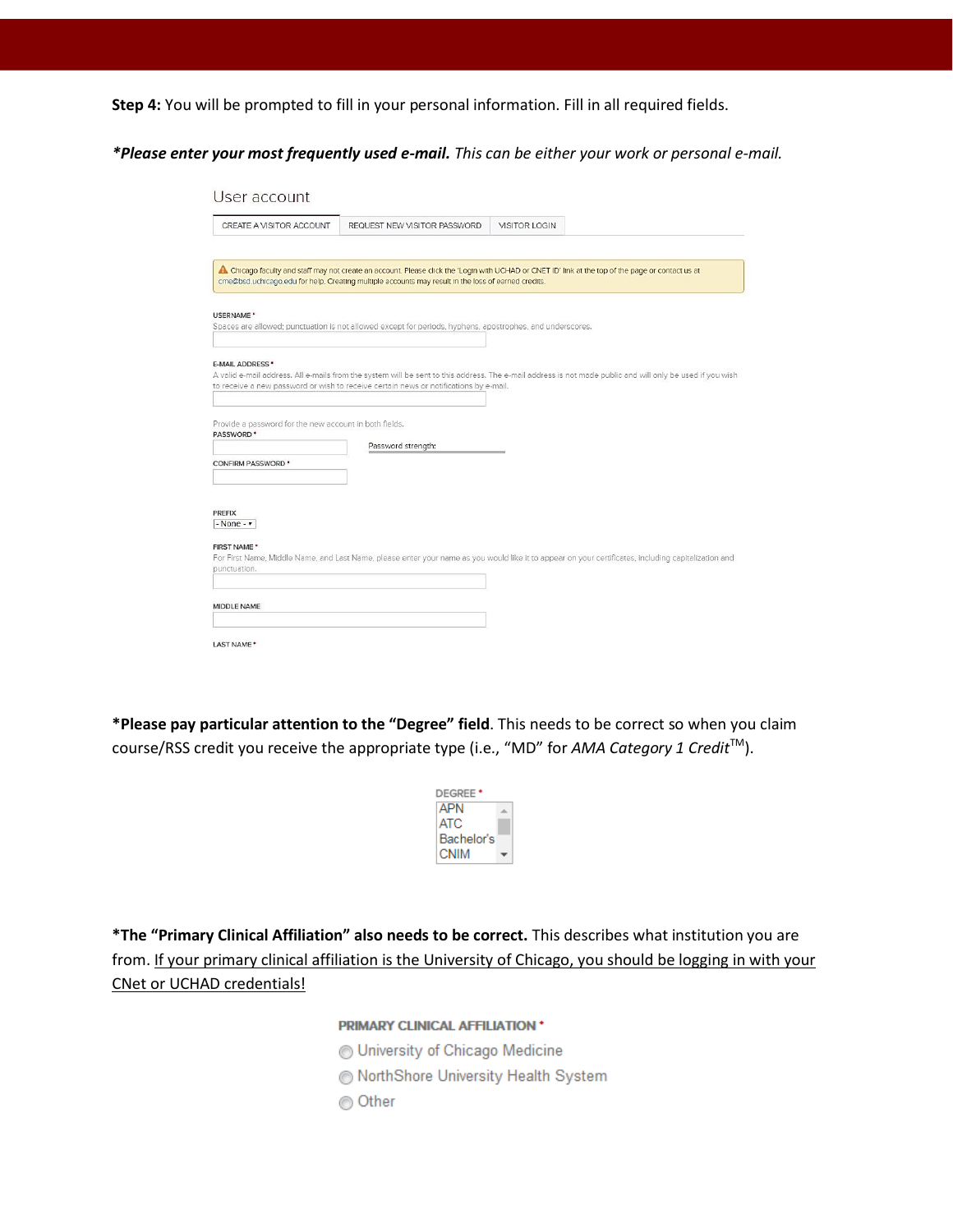**Step 4:** You will be prompted to fill in your personal information. Fill in all required fields.

***Please enter your most frequently used e-mail.** *This can be either your work or personal e-mail.*

User account

CREATE A VISITOR ACCOUNT | REQUEST NEW VISITOR PASSWORD | VISITOR LOGIN

⚠ Chicago faculty and staff may not create an account. Please click the 'Login with UCHAD or CNET ID' link at the top of the page or contact us at cme@bsd.uchicago.edu for help. Creating multiple accounts may result in the loss of earned credits.

USERNAME *
Spaces are allowed; punctuation is not allowed except for periods, hyphens, apostrophes, and underscores.

E-MAIL ADDRESS *
A valid e-mail address. All e-mails from the system will be sent to this address. The e-mail address is not made public and will only be used if you wish to receive a new password or wish to receive certain news or notifications by e-mail.

Provide a password for the new account in both fields.
PASSWORD *
Password strength:

CONFIRM PASSWORD *

PREFIX
- None -

FIRST NAME *
For First Name, Middle Name, and Last Name, please enter your name as you would like it to appear on your certificates, including capitalization and punctuation.

MIDDLE NAME

LAST NAME *

***Please pay particular attention to the "Degree" field**. This needs to be correct so when you claim course/RSS credit you receive the appropriate type (i.e., "MD" for *AMA Category 1 Credit*™).

DEGREE *
APN
ATC
Bachelor's
CNIM

***The "Primary Clinical Affiliation" also needs to be correct.** This describes what institution you are from. <u>If your primary clinical affiliation is the University of Chicago, you should be logging in with your CNet or UCHAD credentials!</u>

PRIMARY CLINICAL AFFILIATION *
- University of Chicago Medicine
- NorthShore University Health System
- Other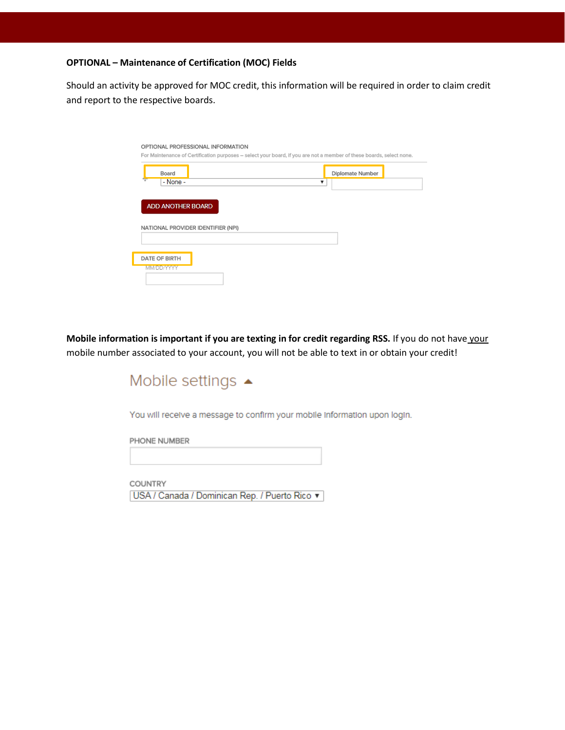**OPTIONAL – Maintenance of Certification (MOC) Fields**

Should an activity be approved for MOC credit, this information will be required in order to claim credit and report to the respective boards.

OPTIONAL PROFESSIONAL INFORMATION

For Maintenance of Certification purposes – select your board, if you are not a member of these boards, select none.

Board

- None -

Diplomate Number

ADD ANOTHER BOARD

NATIONAL PROVIDER IDENTIFIER (NPI)

DATE OF BIRTH

MM/DD/YYYY

**Mobile information is important if you are texting in for credit regarding RSS.** If you do not have your mobile number associated to your account, you will not be able to text in or obtain your credit!

Mobile settings

You will receive a message to confirm your mobile information upon login.

PHONE NUMBER

COUNTRY

USA / Canada / Dominican Rep. / Puerto Rico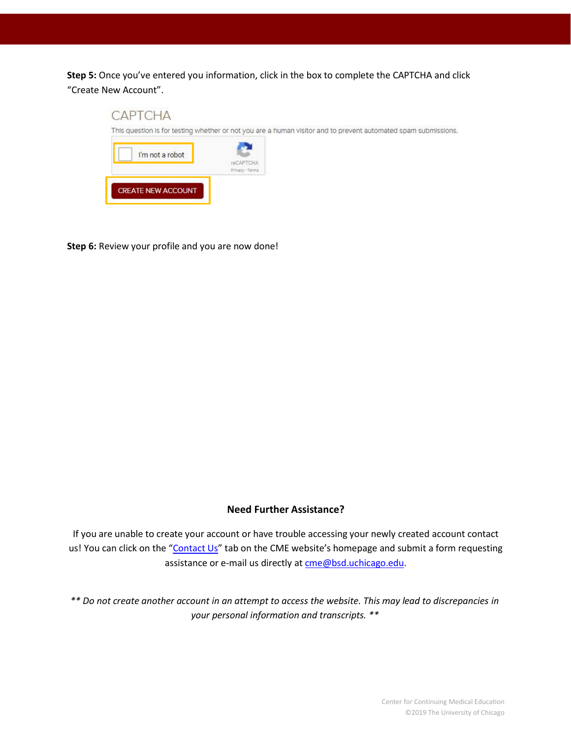**Step 5:** Once you've entered you information, click in the box to complete the CAPTCHA and click "Create New Account".

**Step 6:** Review your profile and you are now done!

**Need Further Assistance?**

If you are unable to create your account or have trouble accessing your newly created account contact us! You can click on the "Contact Us" tab on the CME website's homepage and submit a form requesting assistance or e-mail us directly at cme@bsd.uchicago.edu.

*\*\* Do not create another account in an attempt to access the website. This may lead to discrepancies in your personal information and transcripts. \*\**

Center for Continuing Medical Education
©2019 The University of Chicago